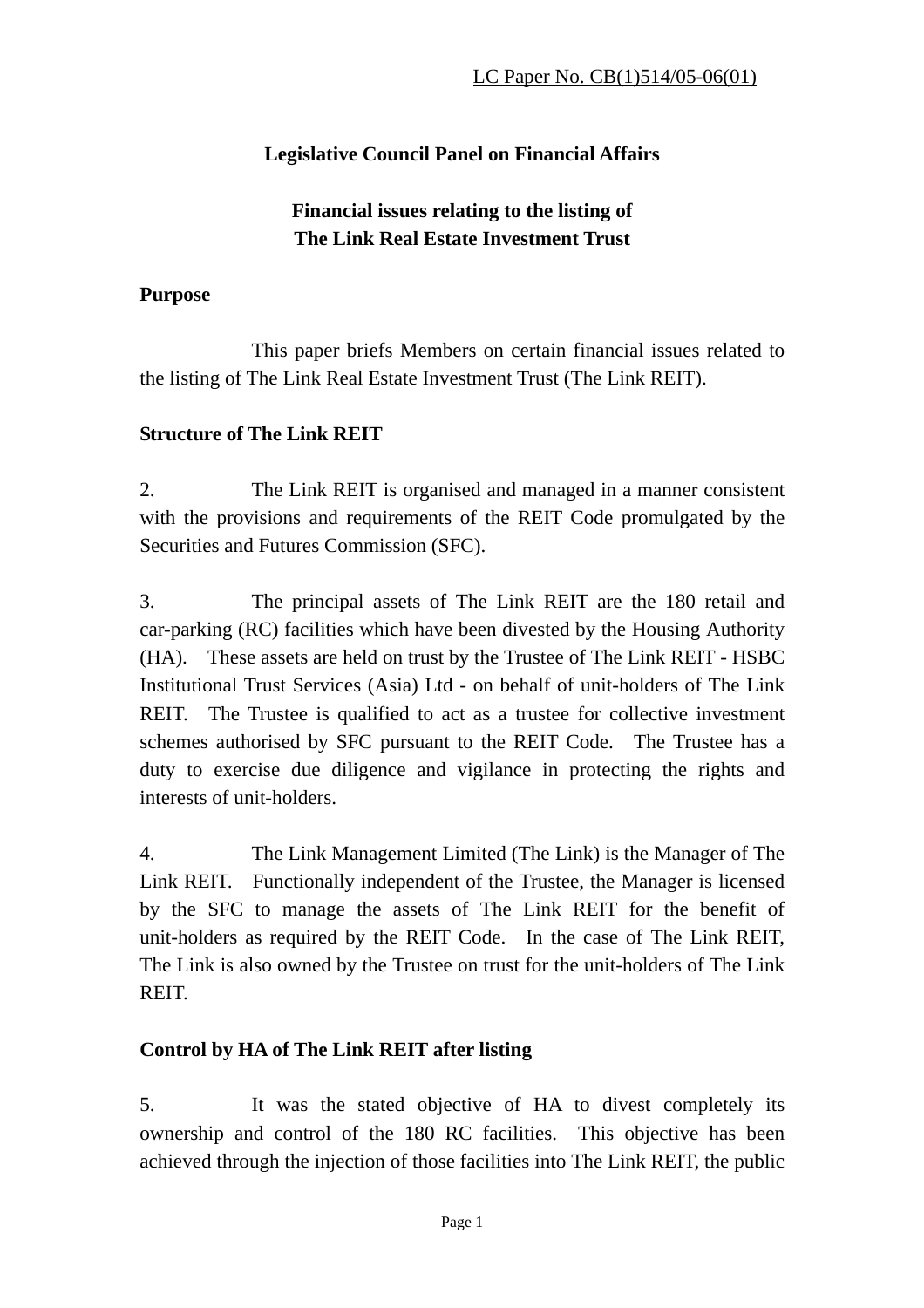LC Paper No. CB(1)514/05-06(01)

**Legislative Council Panel on Financial Affairs**

**Financial issues relating to the listing of The Link Real Estate Investment Trust**

## Purpose

This paper briefs Members on certain financial issues related to the listing of The Link Real Estate Investment Trust (The Link REIT).

## Structure of The Link REIT

2. The Link REIT is organised and managed in a manner consistent with the provisions and requirements of the REIT Code promulgated by the Securities and Futures Commission (SFC).

3. The principal assets of The Link REIT are the 180 retail and car-parking (RC) facilities which have been divested by the Housing Authority (HA). These assets are held on trust by the Trustee of The Link REIT - HSBC Institutional Trust Services (Asia) Ltd - on behalf of unit-holders of The Link REIT. The Trustee is qualified to act as a trustee for collective investment schemes authorised by SFC pursuant to the REIT Code. The Trustee has a duty to exercise due diligence and vigilance in protecting the rights and interests of unit-holders.

4. The Link Management Limited (The Link) is the Manager of The Link REIT. Functionally independent of the Trustee, the Manager is licensed by the SFC to manage the assets of The Link REIT for the benefit of unit-holders as required by the REIT Code. In the case of The Link REIT, The Link is also owned by the Trustee on trust for the unit-holders of The Link REIT.

## Control by HA of The Link REIT after listing

5. It was the stated objective of HA to divest completely its ownership and control of the 180 RC facilities. This objective has been achieved through the injection of those facilities into The Link REIT, the public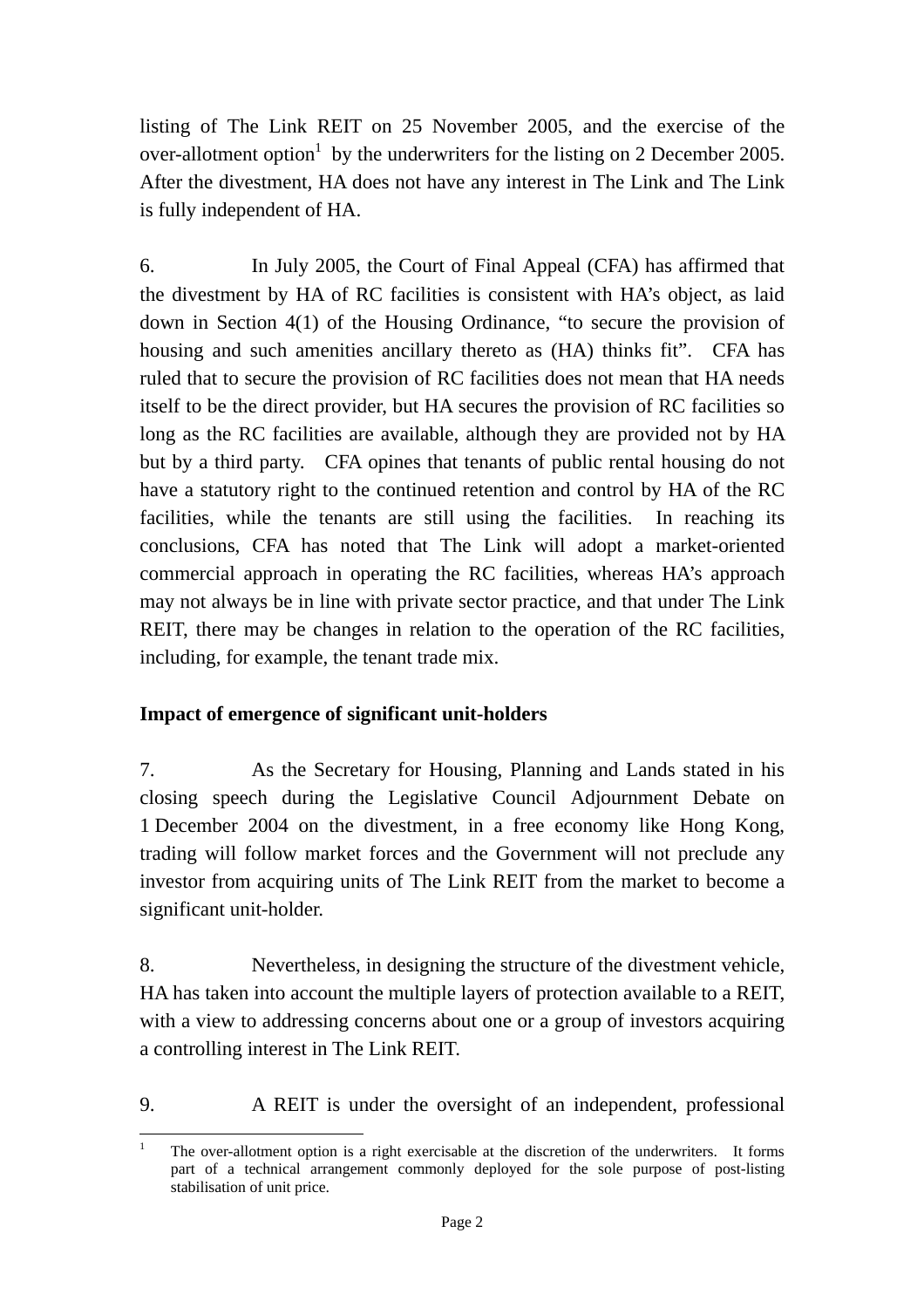listing of The Link REIT on 25 November 2005, and the exercise of the over-allotment option[1] by the underwriters for the listing on 2 December 2005. After the divestment, HA does not have any interest in The Link and The Link is fully independent of HA.

6. In July 2005, the Court of Final Appeal (CFA) has affirmed that the divestment by HA of RC facilities is consistent with HA's object, as laid down in Section 4(1) of the Housing Ordinance, "to secure the provision of housing and such amenities ancillary thereto as (HA) thinks fit". CFA has ruled that to secure the provision of RC facilities does not mean that HA needs itself to be the direct provider, but HA secures the provision of RC facilities so long as the RC facilities are available, although they are provided not by HA but by a third party. CFA opines that tenants of public rental housing do not have a statutory right to the continued retention and control by HA of the RC facilities, while the tenants are still using the facilities. In reaching its conclusions, CFA has noted that The Link will adopt a market-oriented commercial approach in operating the RC facilities, whereas HA's approach may not always be in line with private sector practice, and that under The Link REIT, there may be changes in relation to the operation of the RC facilities, including, for example, the tenant trade mix.

**Impact of emergence of significant unit-holders**

7. As the Secretary for Housing, Planning and Lands stated in his closing speech during the Legislative Council Adjournment Debate on 1 December 2004 on the divestment, in a free economy like Hong Kong, trading will follow market forces and the Government will not preclude any investor from acquiring units of The Link REIT from the market to become a significant unit-holder.

8. Nevertheless, in designing the structure of the divestment vehicle, HA has taken into account the multiple layers of protection available to a REIT, with a view to addressing concerns about one or a group of investors acquiring a controlling interest in The Link REIT.

9. A REIT is under the oversight of an independent, professional

---

[1] The over-allotment option is a right exercisable at the discretion of the underwriters. It forms part of a technical arrangement commonly deployed for the sole purpose of post-listing stabilisation of unit price.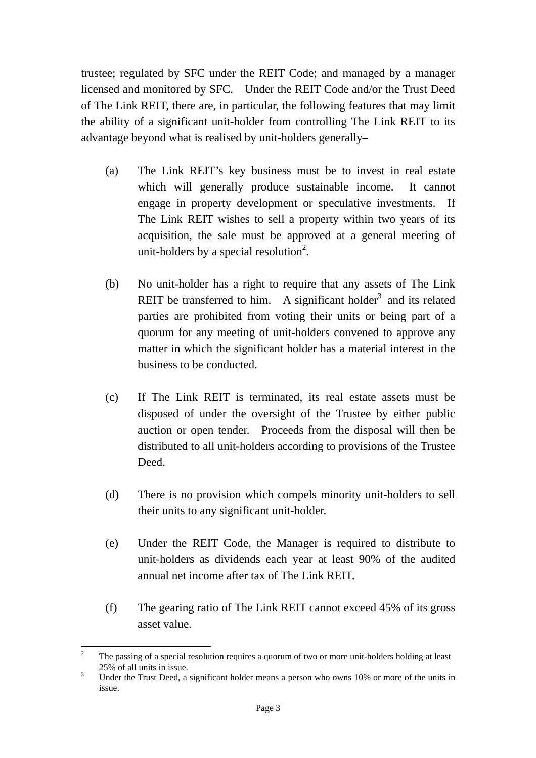trustee; regulated by SFC under the REIT Code; and managed by a manager licensed and monitored by SFC. Under the REIT Code and/or the Trust Deed of The Link REIT, there are, in particular, the following features that may limit the ability of a significant unit-holder from controlling The Link REIT to its advantage beyond what is realised by unit-holders generally–

(a) The Link REIT's key business must be to invest in real estate which will generally produce sustainable income. It cannot engage in property development or speculative investments. If The Link REIT wishes to sell a property within two years of its acquisition, the sale must be approved at a general meeting of unit-holders by a special resolution[2].

(b) No unit-holder has a right to require that any assets of The Link REIT be transferred to him. A significant holder[3] and its related parties are prohibited from voting their units or being part of a quorum for any meeting of unit-holders convened to approve any matter in which the significant holder has a material interest in the business to be conducted.

(c) If The Link REIT is terminated, its real estate assets must be disposed of under the oversight of the Trustee by either public auction or open tender. Proceeds from the disposal will then be distributed to all unit-holders according to provisions of the Trustee Deed.

(d) There is no provision which compels minority unit-holders to sell their units to any significant unit-holder.

(e) Under the REIT Code, the Manager is required to distribute to unit-holders as dividends each year at least 90% of the audited annual net income after tax of The Link REIT.

(f) The gearing ratio of The Link REIT cannot exceed 45% of its gross asset value.

---

[2] The passing of a special resolution requires a quorum of two or more unit-holders holding at least 25% of all units in issue.

[3] Under the Trust Deed, a significant holder means a person who owns 10% or more of the units in issue.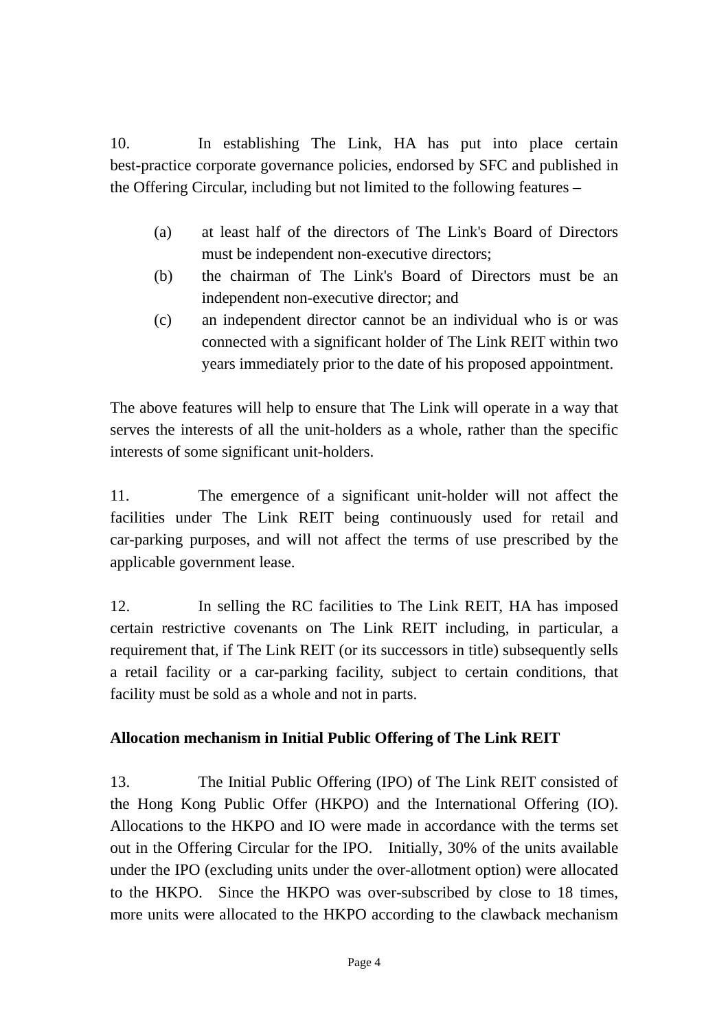10. In establishing The Link, HA has put into place certain best-practice corporate governance policies, endorsed by SFC and published in the Offering Circular, including but not limited to the following features –

(a) at least half of the directors of The Link's Board of Directors must be independent non-executive directors;

(b) the chairman of The Link's Board of Directors must be an independent non-executive director; and

(c) an independent director cannot be an individual who is or was connected with a significant holder of The Link REIT within two years immediately prior to the date of his proposed appointment.

The above features will help to ensure that The Link will operate in a way that serves the interests of all the unit-holders as a whole, rather than the specific interests of some significant unit-holders.

11. The emergence of a significant unit-holder will not affect the facilities under The Link REIT being continuously used for retail and car-parking purposes, and will not affect the terms of use prescribed by the applicable government lease.

12. In selling the RC facilities to The Link REIT, HA has imposed certain restrictive covenants on The Link REIT including, in particular, a requirement that, if The Link REIT (or its successors in title) subsequently sells a retail facility or a car-parking facility, subject to certain conditions, that facility must be sold as a whole and not in parts.

**Allocation mechanism in Initial Public Offering of The Link REIT**

13. The Initial Public Offering (IPO) of The Link REIT consisted of the Hong Kong Public Offer (HKPO) and the International Offering (IO). Allocations to the HKPO and IO were made in accordance with the terms set out in the Offering Circular for the IPO. Initially, 30% of the units available under the IPO (excluding units under the over-allotment option) were allocated to the HKPO. Since the HKPO was over-subscribed by close to 18 times, more units were allocated to the HKPO according to the clawback mechanism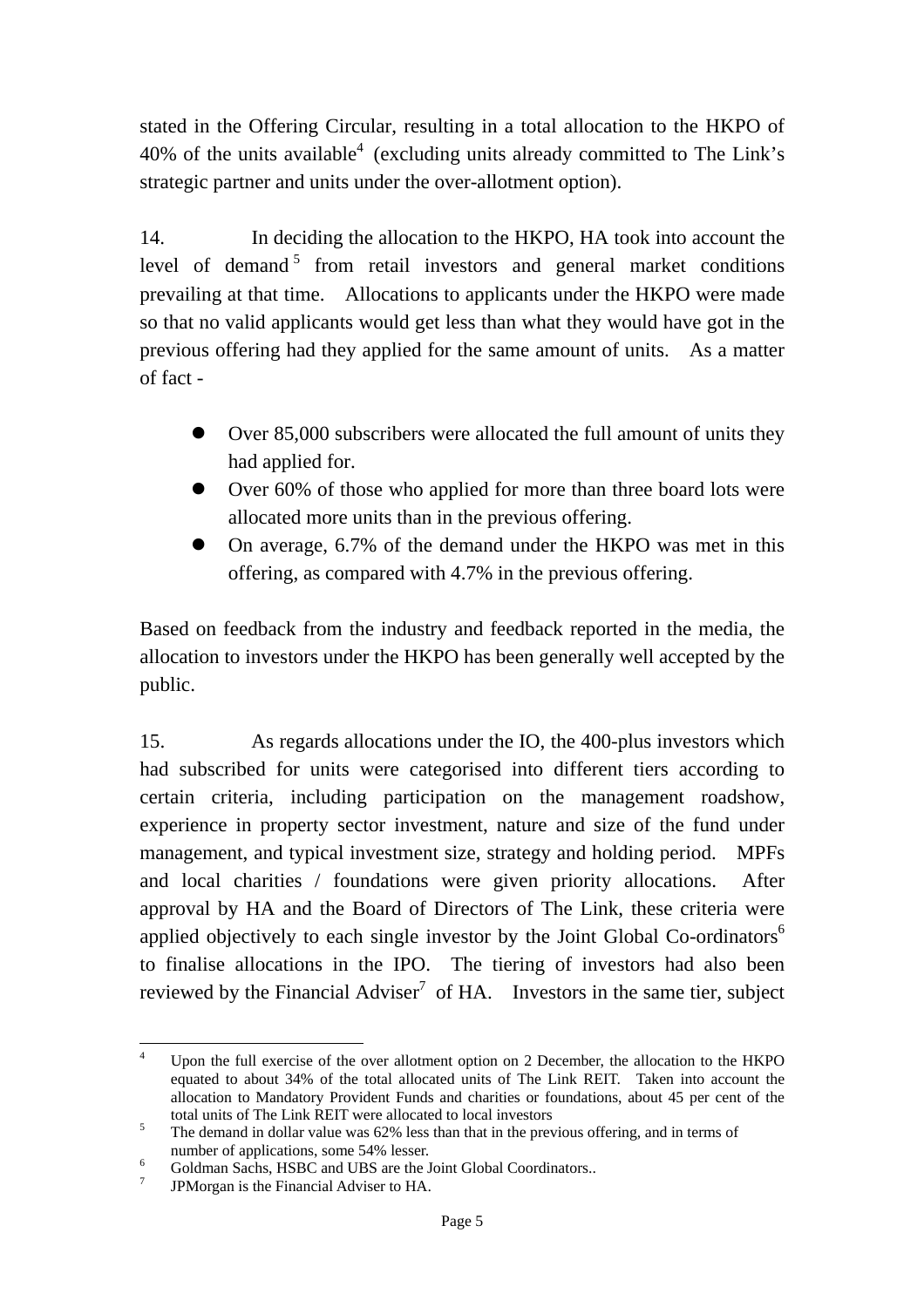stated in the Offering Circular, resulting in a total allocation to the HKPO of 40% of the units available[4] (excluding units already committed to The Link's strategic partner and units under the over-allotment option).

14. In deciding the allocation to the HKPO, HA took into account the level of demand[5] from retail investors and general market conditions prevailing at that time. Allocations to applicants under the HKPO were made so that no valid applicants would get less than what they would have got in the previous offering had they applied for the same amount of units. As a matter of fact -

- Over 85,000 subscribers were allocated the full amount of units they had applied for.
- Over 60% of those who applied for more than three board lots were allocated more units than in the previous offering.
- On average, 6.7% of the demand under the HKPO was met in this offering, as compared with 4.7% in the previous offering.

Based on feedback from the industry and feedback reported in the media, the allocation to investors under the HKPO has been generally well accepted by the public.

15. As regards allocations under the IO, the 400-plus investors which had subscribed for units were categorised into different tiers according to certain criteria, including participation on the management roadshow, experience in property sector investment, nature and size of the fund under management, and typical investment size, strategy and holding period. MPFs and local charities / foundations were given priority allocations. After approval by HA and the Board of Directors of The Link, these criteria were applied objectively to each single investor by the Joint Global Co-ordinators[6] to finalise allocations in the IPO. The tiering of investors had also been reviewed by the Financial Adviser[7] of HA. Investors in the same tier, subject

---

[4] Upon the full exercise of the over allotment option on 2 December, the allocation to the HKPO equated to about 34% of the total allocated units of The Link REIT. Taken into account the allocation to Mandatory Provident Funds and charities or foundations, about 45 per cent of the total units of The Link REIT were allocated to local investors

[5] The demand in dollar value was 62% less than that in the previous offering, and in terms of number of applications, some 54% lesser.

[6] Goldman Sachs, HSBC and UBS are the Joint Global Coordinators..

[7] JPMorgan is the Financial Adviser to HA.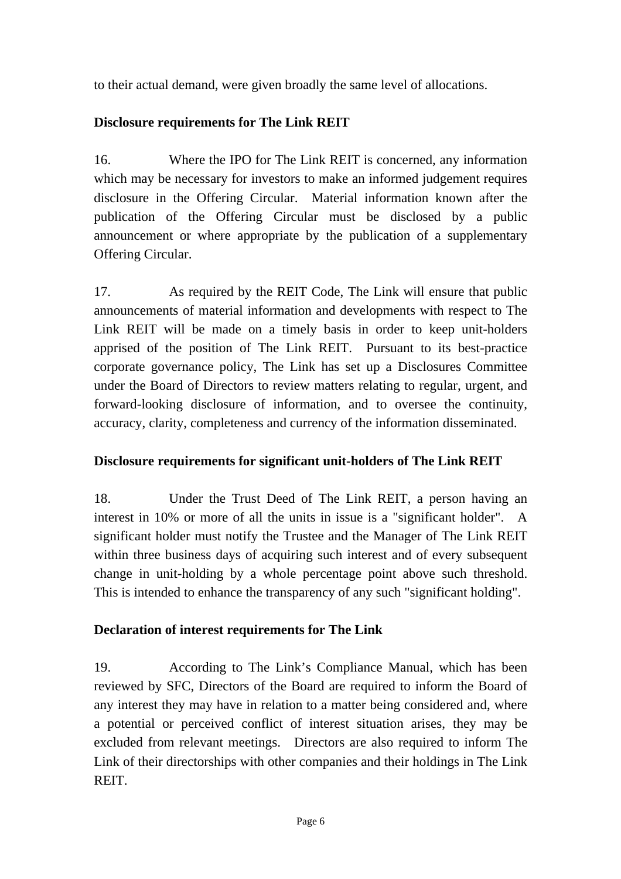to their actual demand, were given broadly the same level of allocations.

**Disclosure requirements for The Link REIT**

16. Where the IPO for The Link REIT is concerned, any information which may be necessary for investors to make an informed judgement requires disclosure in the Offering Circular. Material information known after the publication of the Offering Circular must be disclosed by a public announcement or where appropriate by the publication of a supplementary Offering Circular.

17. As required by the REIT Code, The Link will ensure that public announcements of material information and developments with respect to The Link REIT will be made on a timely basis in order to keep unit-holders apprised of the position of The Link REIT. Pursuant to its best-practice corporate governance policy, The Link has set up a Disclosures Committee under the Board of Directors to review matters relating to regular, urgent, and forward-looking disclosure of information, and to oversee the continuity, accuracy, clarity, completeness and currency of the information disseminated.

**Disclosure requirements for significant unit-holders of The Link REIT**

18. Under the Trust Deed of The Link REIT, a person having an interest in 10% or more of all the units in issue is a "significant holder". A significant holder must notify the Trustee and the Manager of The Link REIT within three business days of acquiring such interest and of every subsequent change in unit-holding by a whole percentage point above such threshold. This is intended to enhance the transparency of any such "significant holding".

**Declaration of interest requirements for The Link**

19. According to The Link's Compliance Manual, which has been reviewed by SFC, Directors of the Board are required to inform the Board of any interest they may have in relation to a matter being considered and, where a potential or perceived conflict of interest situation arises, they may be excluded from relevant meetings. Directors are also required to inform The Link of their directorships with other companies and their holdings in The Link REIT.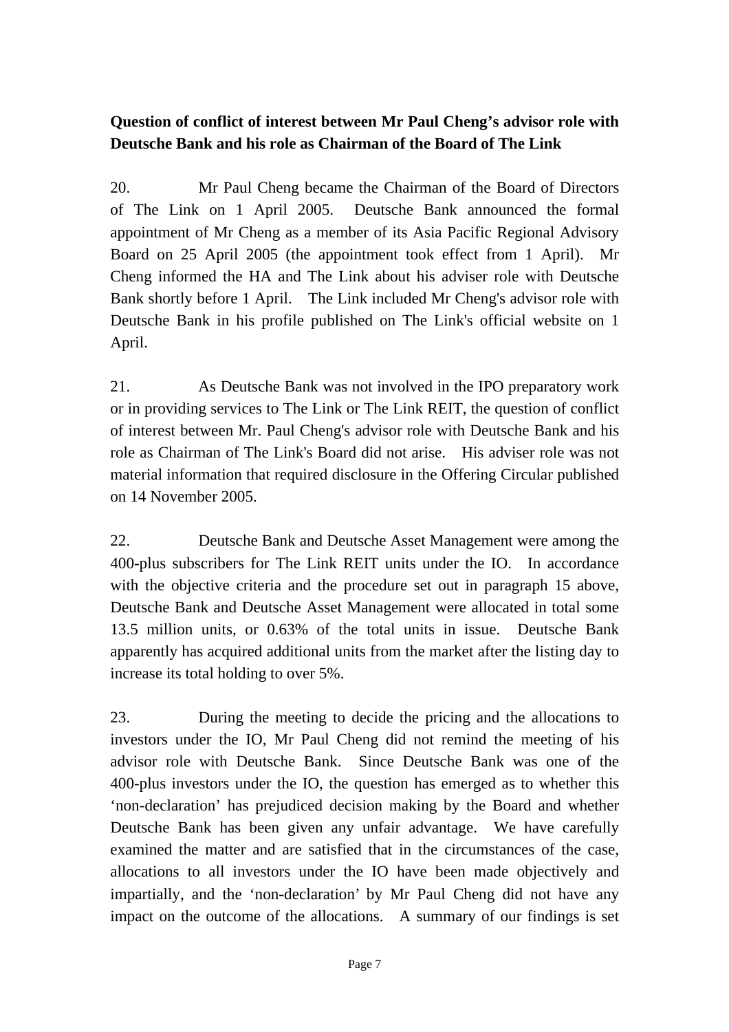**Question of conflict of interest between Mr Paul Cheng's advisor role with Deutsche Bank and his role as Chairman of the Board of The Link**

20. Mr Paul Cheng became the Chairman of the Board of Directors of The Link on 1 April 2005. Deutsche Bank announced the formal appointment of Mr Cheng as a member of its Asia Pacific Regional Advisory Board on 25 April 2005 (the appointment took effect from 1 April). Mr Cheng informed the HA and The Link about his adviser role with Deutsche Bank shortly before 1 April. The Link included Mr Cheng's advisor role with Deutsche Bank in his profile published on The Link's official website on 1 April.

21. As Deutsche Bank was not involved in the IPO preparatory work or in providing services to The Link or The Link REIT, the question of conflict of interest between Mr. Paul Cheng's advisor role with Deutsche Bank and his role as Chairman of The Link's Board did not arise. His adviser role was not material information that required disclosure in the Offering Circular published on 14 November 2005.

22. Deutsche Bank and Deutsche Asset Management were among the 400-plus subscribers for The Link REIT units under the IO. In accordance with the objective criteria and the procedure set out in paragraph 15 above, Deutsche Bank and Deutsche Asset Management were allocated in total some 13.5 million units, or 0.63% of the total units in issue. Deutsche Bank apparently has acquired additional units from the market after the listing day to increase its total holding to over 5%.

23. During the meeting to decide the pricing and the allocations to investors under the IO, Mr Paul Cheng did not remind the meeting of his advisor role with Deutsche Bank. Since Deutsche Bank was one of the 400-plus investors under the IO, the question has emerged as to whether this 'non-declaration' has prejudiced decision making by the Board and whether Deutsche Bank has been given any unfair advantage. We have carefully examined the matter and are satisfied that in the circumstances of the case, allocations to all investors under the IO have been made objectively and impartially, and the 'non-declaration' by Mr Paul Cheng did not have any impact on the outcome of the allocations. A summary of our findings is set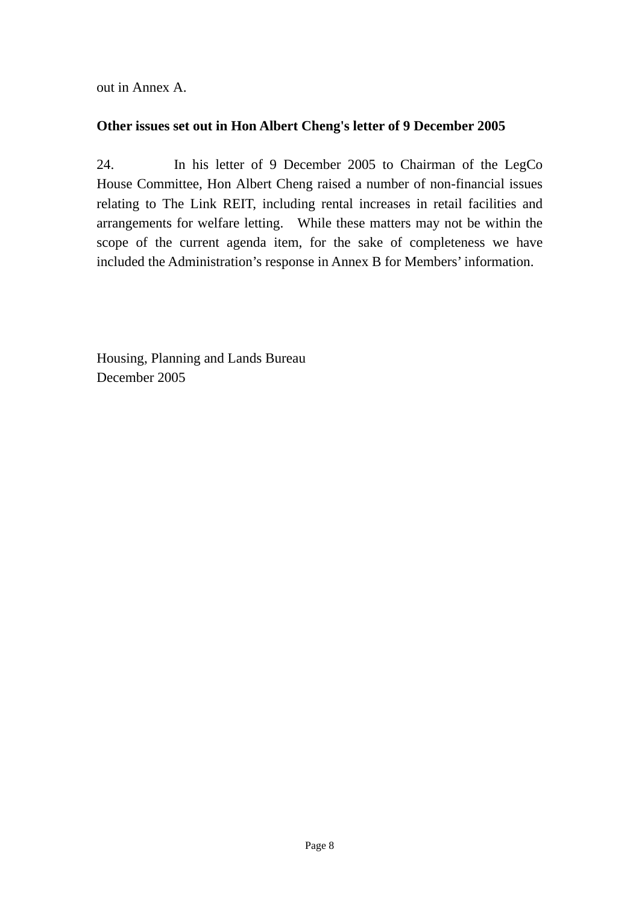out in Annex A.

**Other issues set out in Hon Albert Cheng's letter of 9 December 2005**

24. In his letter of 9 December 2005 to Chairman of the LegCo House Committee, Hon Albert Cheng raised a number of non-financial issues relating to The Link REIT, including rental increases in retail facilities and arrangements for welfare letting. While these matters may not be within the scope of the current agenda item, for the sake of completeness we have included the Administration's response in Annex B for Members' information.

Housing, Planning and Lands Bureau
December 2005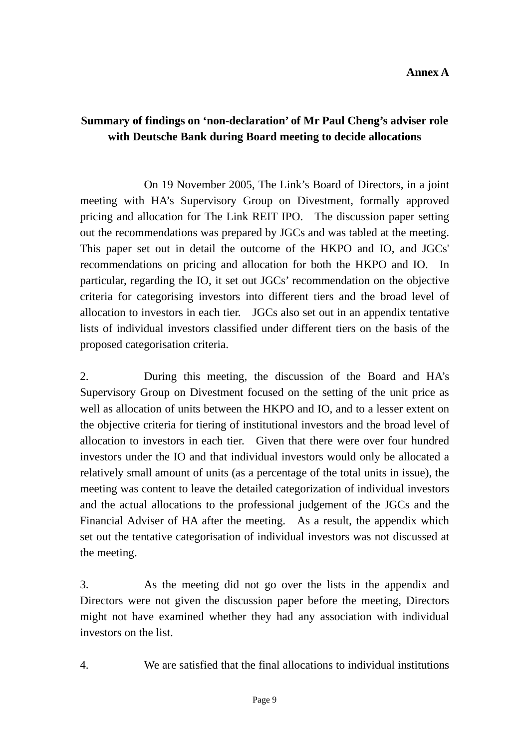**Annex A**

**Summary of findings on 'non-declaration' of Mr Paul Cheng's adviser role with Deutsche Bank during Board meeting to decide allocations**

On 19 November 2005, The Link's Board of Directors, in a joint meeting with HA's Supervisory Group on Divestment, formally approved pricing and allocation for The Link REIT IPO. The discussion paper setting out the recommendations was prepared by JGCs and was tabled at the meeting. This paper set out in detail the outcome of the HKPO and IO, and JGCs' recommendations on pricing and allocation for both the HKPO and IO. In particular, regarding the IO, it set out JGCs' recommendation on the objective criteria for categorising investors into different tiers and the broad level of allocation to investors in each tier. JGCs also set out in an appendix tentative lists of individual investors classified under different tiers on the basis of the proposed categorisation criteria.

2. During this meeting, the discussion of the Board and HA's Supervisory Group on Divestment focused on the setting of the unit price as well as allocation of units between the HKPO and IO, and to a lesser extent on the objective criteria for tiering of institutional investors and the broad level of allocation to investors in each tier. Given that there were over four hundred investors under the IO and that individual investors would only be allocated a relatively small amount of units (as a percentage of the total units in issue), the meeting was content to leave the detailed categorization of individual investors and the actual allocations to the professional judgement of the JGCs and the Financial Adviser of HA after the meeting. As a result, the appendix which set out the tentative categorisation of individual investors was not discussed at the meeting.

3. As the meeting did not go over the lists in the appendix and Directors were not given the discussion paper before the meeting, Directors might not have examined whether they had any association with individual investors on the list.

4. We are satisfied that the final allocations to individual institutions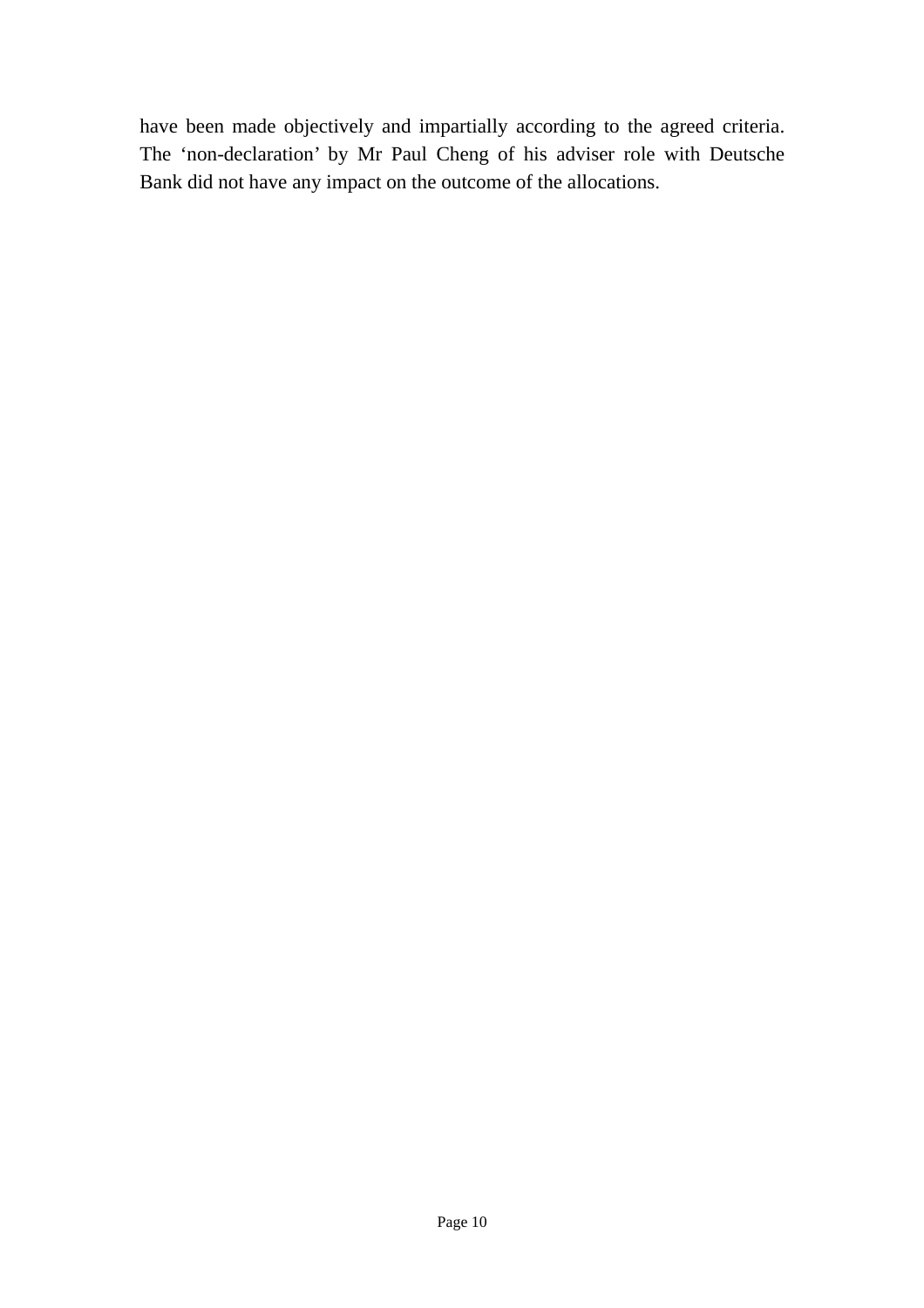have been made objectively and impartially according to the agreed criteria. The ‘non-declaration’ by Mr Paul Cheng of his adviser role with Deutsche Bank did not have any impact on the outcome of the allocations.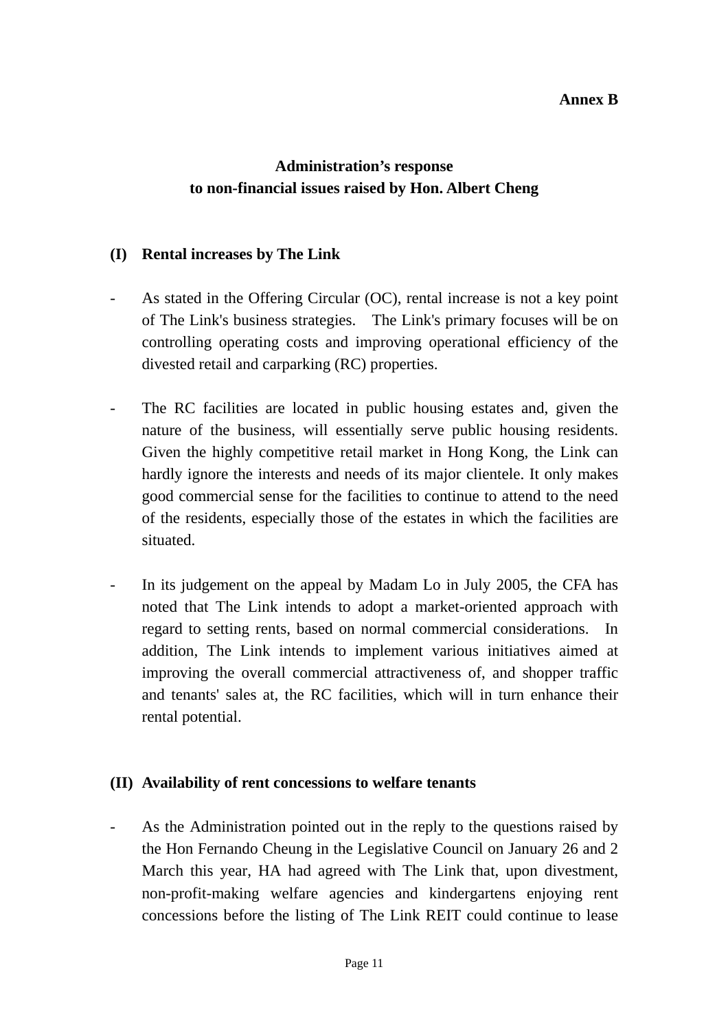**Annex B**

## Administration's response to non-financial issues raised by Hon. Albert Cheng

### (I) Rental increases by The Link

- As stated in the Offering Circular (OC), rental increase is not a key point of The Link's business strategies. The Link's primary focuses will be on controlling operating costs and improving operational efficiency of the divested retail and carparking (RC) properties.

- The RC facilities are located in public housing estates and, given the nature of the business, will essentially serve public housing residents. Given the highly competitive retail market in Hong Kong, the Link can hardly ignore the interests and needs of its major clientele. It only makes good commercial sense for the facilities to continue to attend to the need of the residents, especially those of the estates in which the facilities are situated.

- In its judgement on the appeal by Madam Lo in July 2005, the CFA has noted that The Link intends to adopt a market-oriented approach with regard to setting rents, based on normal commercial considerations. In addition, The Link intends to implement various initiatives aimed at improving the overall commercial attractiveness of, and shopper traffic and tenants' sales at, the RC facilities, which will in turn enhance their rental potential.

### (II) Availability of rent concessions to welfare tenants

- As the Administration pointed out in the reply to the questions raised by the Hon Fernando Cheung in the Legislative Council on January 26 and 2 March this year, HA had agreed with The Link that, upon divestment, non-profit-making welfare agencies and kindergartens enjoying rent concessions before the listing of The Link REIT could continue to lease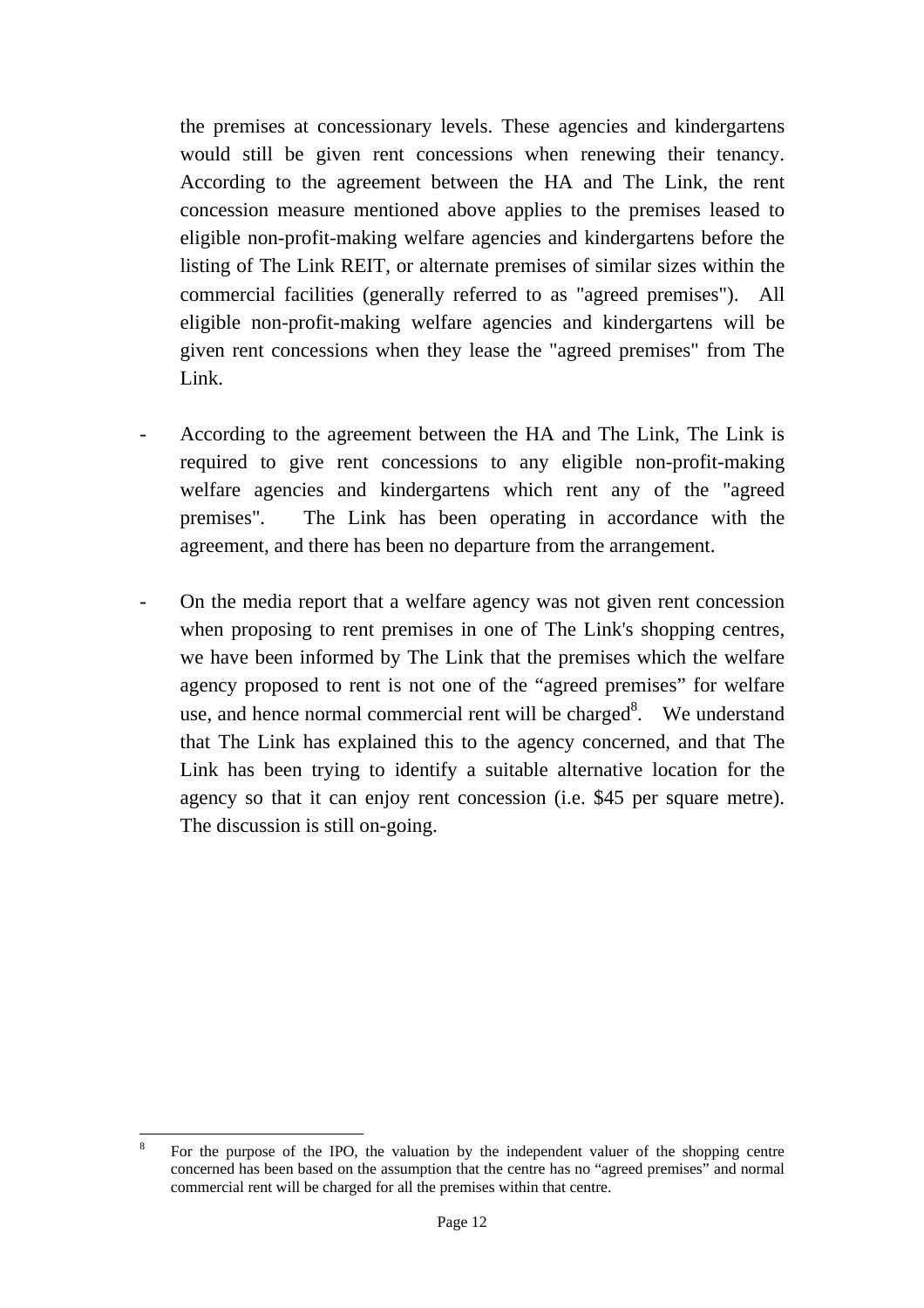the premises at concessionary levels. These agencies and kindergartens would still be given rent concessions when renewing their tenancy. According to the agreement between the HA and The Link, the rent concession measure mentioned above applies to the premises leased to eligible non-profit-making welfare agencies and kindergartens before the listing of The Link REIT, or alternate premises of similar sizes within the commercial facilities (generally referred to as "agreed premises"). All eligible non-profit-making welfare agencies and kindergartens will be given rent concessions when they lease the "agreed premises" from The Link.

- According to the agreement between the HA and The Link, The Link is required to give rent concessions to any eligible non-profit-making welfare agencies and kindergartens which rent any of the "agreed premises". The Link has been operating in accordance with the agreement, and there has been no departure from the arrangement.

- On the media report that a welfare agency was not given rent concession when proposing to rent premises in one of The Link's shopping centres, we have been informed by The Link that the premises which the welfare agency proposed to rent is not one of the “agreed premises” for welfare use, and hence normal commercial rent will be charged[8]. We understand that The Link has explained this to the agency concerned, and that The Link has been trying to identify a suitable alternative location for the agency so that it can enjoy rent concession (i.e. $45 per square metre). The discussion is still on-going.

---

[8] For the purpose of the IPO, the valuation by the independent valuer of the shopping centre concerned has been based on the assumption that the centre has no “agreed premises” and normal commercial rent will be charged for all the premises within that centre.